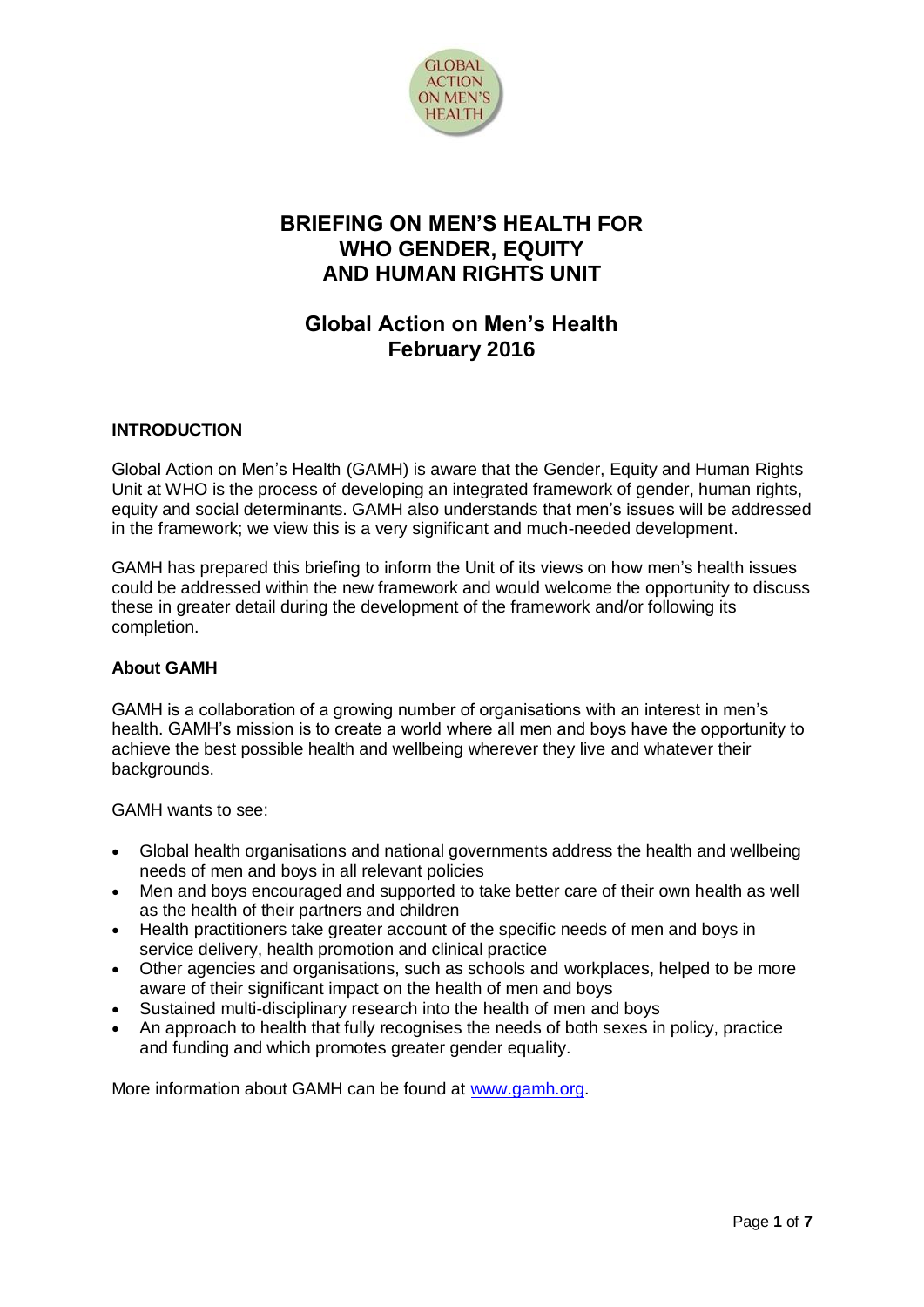# BRIEFING ON MEN'S HEALTH FOR WHO GENDER, EQUITY AND HUMAN RIGHTS UNIT

## Global Action on Men's Health February 2016

### INTRODUCTION

Global Action on Men's Health (GAMH) is aware that the Gender, Equity and Human Rights Unit at WHO is the process of developing an integrated framework of gender, human rights, equity and social determinants. GAMH also understands that men's issues will be addressed in the framework; we view this is a very significant and much-needed development.

GAMH has prepared this briefing to inform the Unit of its views on how men's health issues could be addressed within the new framework and would welcome the opportunity to discuss these in greater detail during the development of the framework and/or following its completion.

### About GAMH

GAMH is a collaboration of a growing number of organisations with an interest in men's health. GAMH's mission is to create a world where all men and boys have the opportunity to achieve the best possible health and wellbeing wherever they live and whatever their backgrounds.

GAMH wants to see:

- Global health organisations and national governments address the health and wellbeing needs of men and boys in all relevant policies
- Men and boys encouraged and supported to take better care of their own health as well as the health of their partners and children
- Health practitioners take greater account of the specific needs of men and boys in service delivery, health promotion and clinical practice
- Other agencies and organisations, such as schools and workplaces, helped to be more aware of their significant impact on the health of men and boys
- Sustained multi-disciplinary research into the health of men and boys
- An approach to health that fully recognises the needs of both sexes in policy, practice and funding and which promotes greater gender equality.

More information about GAMH can be found at www.gamh.org.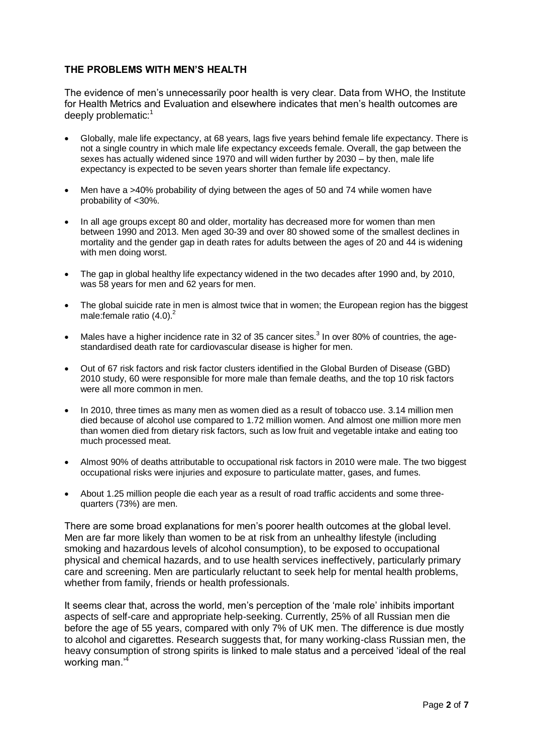## THE PROBLEMS WITH MEN'S HEALTH

The evidence of men's unnecessarily poor health is very clear. Data from WHO, the Institute for Health Metrics and Evaluation and elsewhere indicates that men's health outcomes are deeply problematic:[1]

- Globally, male life expectancy, at 68 years, lags five years behind female life expectancy. There is not a single country in which male life expectancy exceeds female. Overall, the gap between the sexes has actually widened since 1970 and will widen further by 2030 – by then, male life expectancy is expected to be seven years shorter than female life expectancy.
- Men have a >40% probability of dying between the ages of 50 and 74 while women have probability of <30%.
- In all age groups except 80 and older, mortality has decreased more for women than men between 1990 and 2013. Men aged 30-39 and over 80 showed some of the smallest declines in mortality and the gender gap in death rates for adults between the ages of 20 and 44 is widening with men doing worst.
- The gap in global healthy life expectancy widened in the two decades after 1990 and, by 2010, was 58 years for men and 62 years for men.
- The global suicide rate in men is almost twice that in women; the European region has the biggest male:female ratio (4.0).[2]
- Males have a higher incidence rate in 32 of 35 cancer sites.[3] In over 80% of countries, the age-standardised death rate for cardiovascular disease is higher for men.
- Out of 67 risk factors and risk factor clusters identified in the Global Burden of Disease (GBD) 2010 study, 60 were responsible for more male than female deaths, and the top 10 risk factors were all more common in men.
- In 2010, three times as many men as women died as a result of tobacco use. 3.14 million men died because of alcohol use compared to 1.72 million women. And almost one million more men than women died from dietary risk factors, such as low fruit and vegetable intake and eating too much processed meat.
- Almost 90% of deaths attributable to occupational risk factors in 2010 were male. The two biggest occupational risks were injuries and exposure to particulate matter, gases, and fumes.
- About 1.25 million people die each year as a result of road traffic accidents and some three-quarters (73%) are men.

There are some broad explanations for men's poorer health outcomes at the global level. Men are far more likely than women to be at risk from an unhealthy lifestyle (including smoking and hazardous levels of alcohol consumption), to be exposed to occupational physical and chemical hazards, and to use health services ineffectively, particularly primary care and screening. Men are particularly reluctant to seek help for mental health problems, whether from family, friends or health professionals.

It seems clear that, across the world, men's perception of the 'male role' inhibits important aspects of self-care and appropriate help-seeking. Currently, 25% of all Russian men die before the age of 55 years, compared with only 7% of UK men. The difference is due mostly to alcohol and cigarettes. Research suggests that, for many working-class Russian men, the heavy consumption of strong spirits is linked to male status and a perceived 'ideal of the real working man.'[4]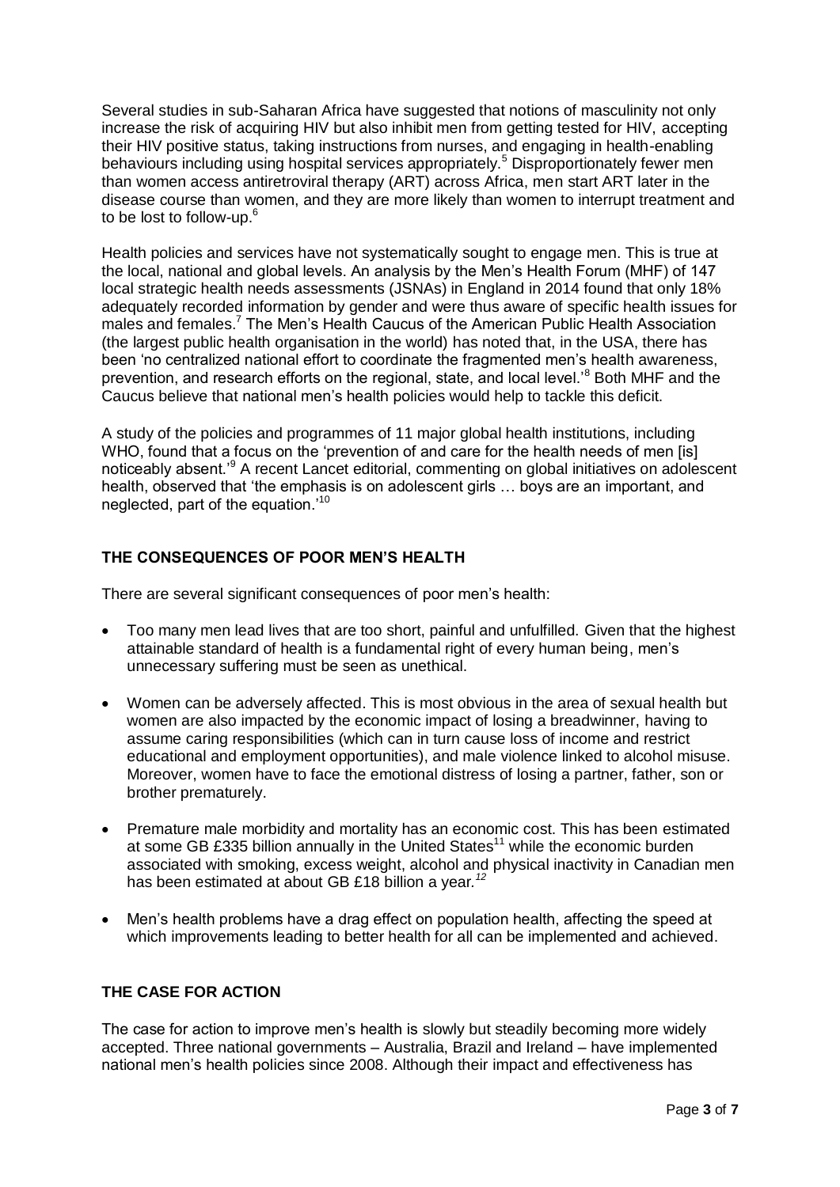Several studies in sub-Saharan Africa have suggested that notions of masculinity not only increase the risk of acquiring HIV but also inhibit men from getting tested for HIV, accepting their HIV positive status, taking instructions from nurses, and engaging in health-enabling behaviours including using hospital services appropriately.[5] Disproportionately fewer men than women access antiretroviral therapy (ART) across Africa, men start ART later in the disease course than women, and they are more likely than women to interrupt treatment and to be lost to follow-up.[6]

Health policies and services have not systematically sought to engage men. This is true at the local, national and global levels. An analysis by the Men's Health Forum (MHF) of 147 local strategic health needs assessments (JSNAs) in England in 2014 found that only 18% adequately recorded information by gender and were thus aware of specific health issues for males and females.[7] The Men's Health Caucus of the American Public Health Association (the largest public health organisation in the world) has noted that, in the USA, there has been 'no centralized national effort to coordinate the fragmented men's health awareness, prevention, and research efforts on the regional, state, and local level.'[8] Both MHF and the Caucus believe that national men's health policies would help to tackle this deficit.

A study of the policies and programmes of 11 major global health institutions, including WHO, found that a focus on the 'prevention of and care for the health needs of men [is] noticeably absent.'[9] A recent Lancet editorial, commenting on global initiatives on adolescent health, observed that 'the emphasis is on adolescent girls … boys are an important, and neglected, part of the equation.'[10]

## THE CONSEQUENCES OF POOR MEN'S HEALTH

There are several significant consequences of poor men's health:

- Too many men lead lives that are too short, painful and unfulfilled. Given that the highest attainable standard of health is a fundamental right of every human being, men's unnecessary suffering must be seen as unethical.
- Women can be adversely affected. This is most obvious in the area of sexual health but women are also impacted by the economic impact of losing a breadwinner, having to assume caring responsibilities (which can in turn cause loss of income and restrict educational and employment opportunities), and male violence linked to alcohol misuse. Moreover, women have to face the emotional distress of losing a partner, father, son or brother prematurely.
- Premature male morbidity and mortality has an economic cost. This has been estimated at some GB £335 billion annually in the United States[11] while the economic burden associated with smoking, excess weight, alcohol and physical inactivity in Canadian men has been estimated at about GB £18 billion a year.[12]
- Men's health problems have a drag effect on population health, affecting the speed at which improvements leading to better health for all can be implemented and achieved.

## THE CASE FOR ACTION

The case for action to improve men's health is slowly but steadily becoming more widely accepted. Three national governments – Australia, Brazil and Ireland – have implemented national men's health policies since 2008. Although their impact and effectiveness has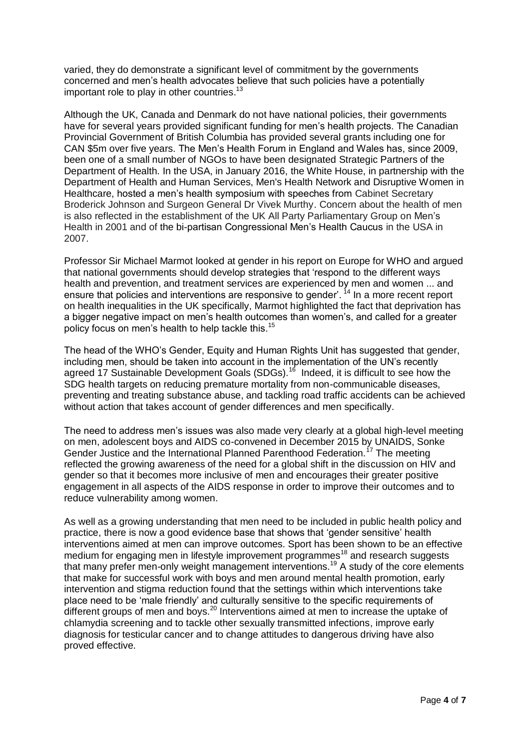varied, they do demonstrate a significant level of commitment by the governments concerned and men's health advocates believe that such policies have a potentially important role to play in other countries.[13]

Although the UK, Canada and Denmark do not have national policies, their governments have for several years provided significant funding for men's health projects. The Canadian Provincial Government of British Columbia has provided several grants including one for CAN $5m over five years. The Men's Health Forum in England and Wales has, since 2009, been one of a small number of NGOs to have been designated Strategic Partners of the Department of Health. In the USA, in January 2016, the White House, in partnership with the Department of Health and Human Services, Men's Health Network and Disruptive Women in Healthcare, hosted a men's health symposium with speeches from Cabinet Secretary Broderick Johnson and Surgeon General Dr Vivek Murthy. Concern about the health of men is also reflected in the establishment of the UK All Party Parliamentary Group on Men's Health in 2001 and of the bi-partisan Congressional Men's Health Caucus in the USA in 2007.

Professor Sir Michael Marmot looked at gender in his report on Europe for WHO and argued that national governments should develop strategies that 'respond to the different ways health and prevention, and treatment services are experienced by men and women ... and ensure that policies and interventions are responsive to gender'.[14] In a more recent report on health inequalities in the UK specifically, Marmot highlighted the fact that deprivation has a bigger negative impact on men's health outcomes than women's, and called for a greater policy focus on men's health to help tackle this.[15]

The head of the WHO's Gender, Equity and Human Rights Unit has suggested that gender, including men, should be taken into account in the implementation of the UN's recently agreed 17 Sustainable Development Goals (SDGs).[16] Indeed, it is difficult to see how the SDG health targets on reducing premature mortality from non-communicable diseases, preventing and treating substance abuse, and tackling road traffic accidents can be achieved without action that takes account of gender differences and men specifically.

The need to address men's issues was also made very clearly at a global high-level meeting on men, adolescent boys and AIDS co-convened in December 2015 by UNAIDS, Sonke Gender Justice and the International Planned Parenthood Federation.[17] The meeting reflected the growing awareness of the need for a global shift in the discussion on HIV and gender so that it becomes more inclusive of men and encourages their greater positive engagement in all aspects of the AIDS response in order to improve their outcomes and to reduce vulnerability among women.

As well as a growing understanding that men need to be included in public health policy and practice, there is now a good evidence base that shows that 'gender sensitive' health interventions aimed at men can improve outcomes. Sport has been shown to be an effective medium for engaging men in lifestyle improvement programmes[18] and research suggests that many prefer men-only weight management interventions.[19] A study of the core elements that make for successful work with boys and men around mental health promotion, early intervention and stigma reduction found that the settings within which interventions take place need to be 'male friendly' and culturally sensitive to the specific requirements of different groups of men and boys.[20] Interventions aimed at men to increase the uptake of chlamydia screening and to tackle other sexually transmitted infections, improve early diagnosis for testicular cancer and to change attitudes to dangerous driving have also proved effective.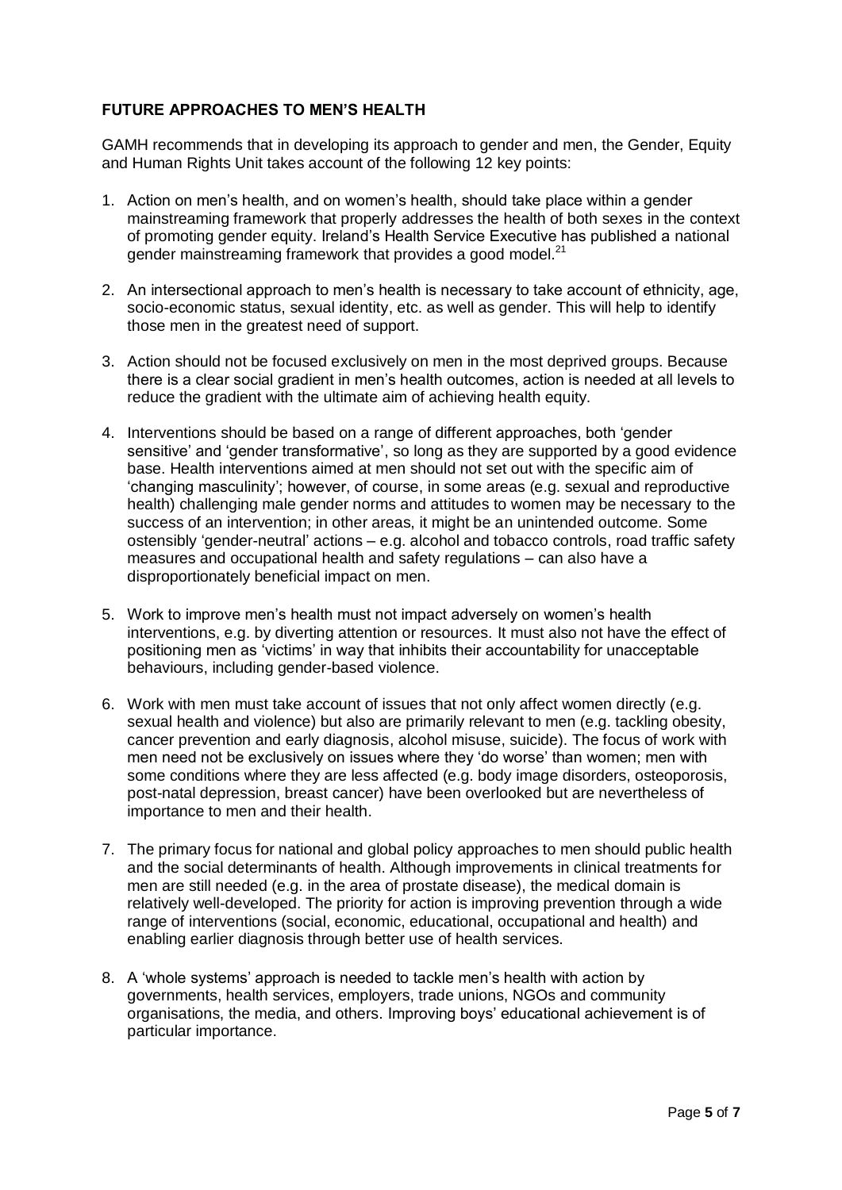**FUTURE APPROACHES TO MEN'S HEALTH**

GAMH recommends that in developing its approach to gender and men, the Gender, Equity and Human Rights Unit takes account of the following 12 key points:

1. Action on men's health, and on women's health, should take place within a gender mainstreaming framework that properly addresses the health of both sexes in the context of promoting gender equity. Ireland's Health Service Executive has published a national gender mainstreaming framework that provides a good model.[21]

2. An intersectional approach to men's health is necessary to take account of ethnicity, age, socio-economic status, sexual identity, etc. as well as gender. This will help to identify those men in the greatest need of support.

3. Action should not be focused exclusively on men in the most deprived groups. Because there is a clear social gradient in men's health outcomes, action is needed at all levels to reduce the gradient with the ultimate aim of achieving health equity.

4. Interventions should be based on a range of different approaches, both 'gender sensitive' and 'gender transformative', so long as they are supported by a good evidence base. Health interventions aimed at men should not set out with the specific aim of 'changing masculinity'; however, of course, in some areas (e.g. sexual and reproductive health) challenging male gender norms and attitudes to women may be necessary to the success of an intervention; in other areas, it might be an unintended outcome. Some ostensibly 'gender-neutral' actions – e.g. alcohol and tobacco controls, road traffic safety measures and occupational health and safety regulations – can also have a disproportionately beneficial impact on men.

5. Work to improve men's health must not impact adversely on women's health interventions, e.g. by diverting attention or resources. It must also not have the effect of positioning men as 'victims' in way that inhibits their accountability for unacceptable behaviours, including gender-based violence.

6. Work with men must take account of issues that not only affect women directly (e.g. sexual health and violence) but also are primarily relevant to men (e.g. tackling obesity, cancer prevention and early diagnosis, alcohol misuse, suicide). The focus of work with men need not be exclusively on issues where they 'do worse' than women; men with some conditions where they are less affected (e.g. body image disorders, osteoporosis, post-natal depression, breast cancer) have been overlooked but are nevertheless of importance to men and their health.

7. The primary focus for national and global policy approaches to men should public health and the social determinants of health. Although improvements in clinical treatments for men are still needed (e.g. in the area of prostate disease), the medical domain is relatively well-developed. The priority for action is improving prevention through a wide range of interventions (social, economic, educational, occupational and health) and enabling earlier diagnosis through better use of health services.

8. A 'whole systems' approach is needed to tackle men's health with action by governments, health services, employers, trade unions, NGOs and community organisations, the media, and others. Improving boys' educational achievement is of particular importance.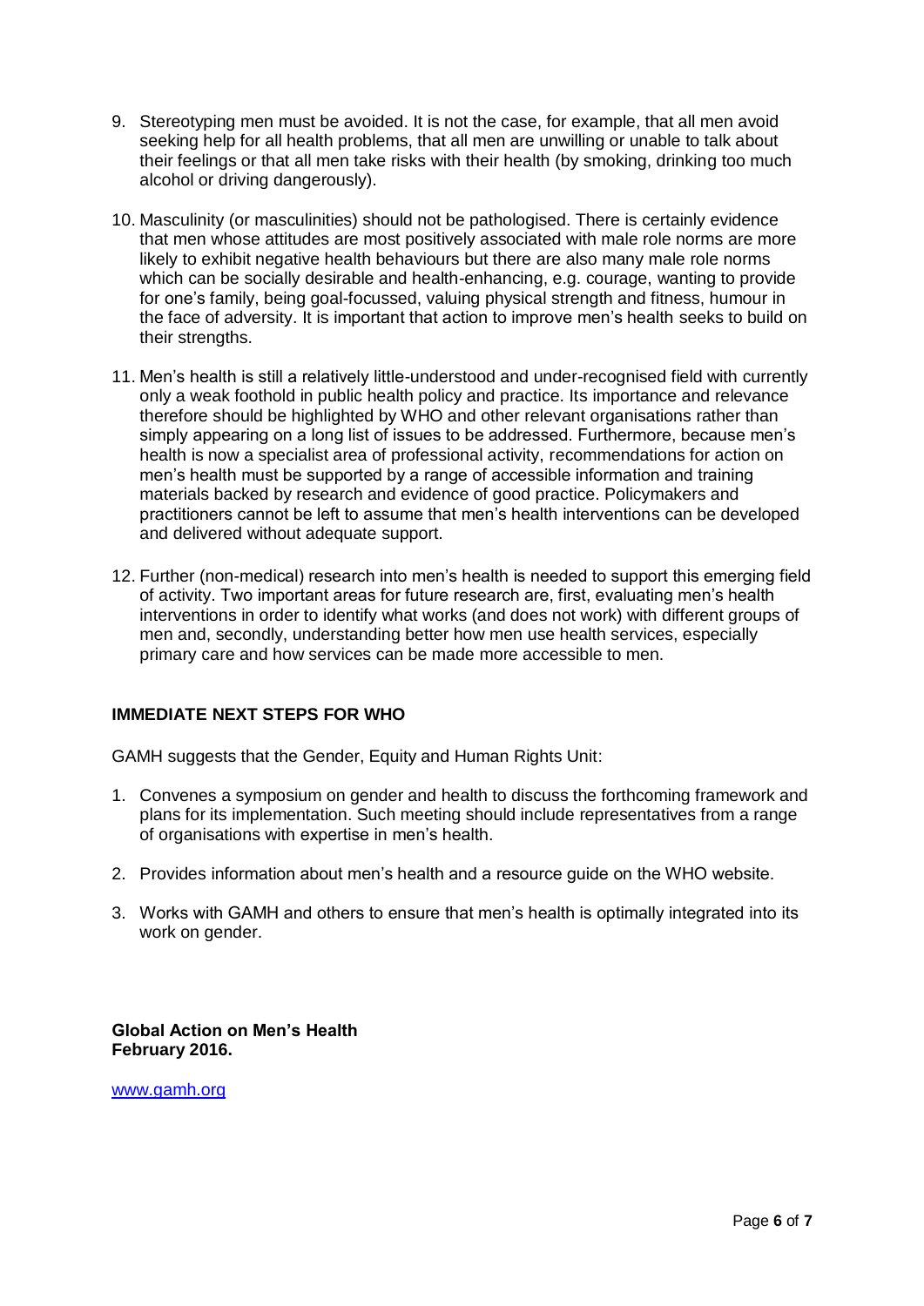9. Stereotyping men must be avoided. It is not the case, for example, that all men avoid seeking help for all health problems, that all men are unwilling or unable to talk about their feelings or that all men take risks with their health (by smoking, drinking too much alcohol or driving dangerously).

10. Masculinity (or masculinities) should not be pathologised. There is certainly evidence that men whose attitudes are most positively associated with male role norms are more likely to exhibit negative health behaviours but there are also many male role norms which can be socially desirable and health-enhancing, e.g. courage, wanting to provide for one's family, being goal-focussed, valuing physical strength and fitness, humour in the face of adversity. It is important that action to improve men's health seeks to build on their strengths.

11. Men's health is still a relatively little-understood and under-recognised field with currently only a weak foothold in public health policy and practice. Its importance and relevance therefore should be highlighted by WHO and other relevant organisations rather than simply appearing on a long list of issues to be addressed. Furthermore, because men's health is now a specialist area of professional activity, recommendations for action on men's health must be supported by a range of accessible information and training materials backed by research and evidence of good practice. Policymakers and practitioners cannot be left to assume that men's health interventions can be developed and delivered without adequate support.

12. Further (non-medical) research into men's health is needed to support this emerging field of activity. Two important areas for future research are, first, evaluating men's health interventions in order to identify what works (and does not work) with different groups of men and, secondly, understanding better how men use health services, especially primary care and how services can be made more accessible to men.

**IMMEDIATE NEXT STEPS FOR WHO**

GAMH suggests that the Gender, Equity and Human Rights Unit:

1. Convenes a symposium on gender and health to discuss the forthcoming framework and plans for its implementation. Such meeting should include representatives from a range of organisations with expertise in men's health.

2. Provides information about men's health and a resource guide on the WHO website.

3. Works with GAMH and others to ensure that men's health is optimally integrated into its work on gender.

**Global Action on Men's Health**
**February 2016.**

www.gamh.org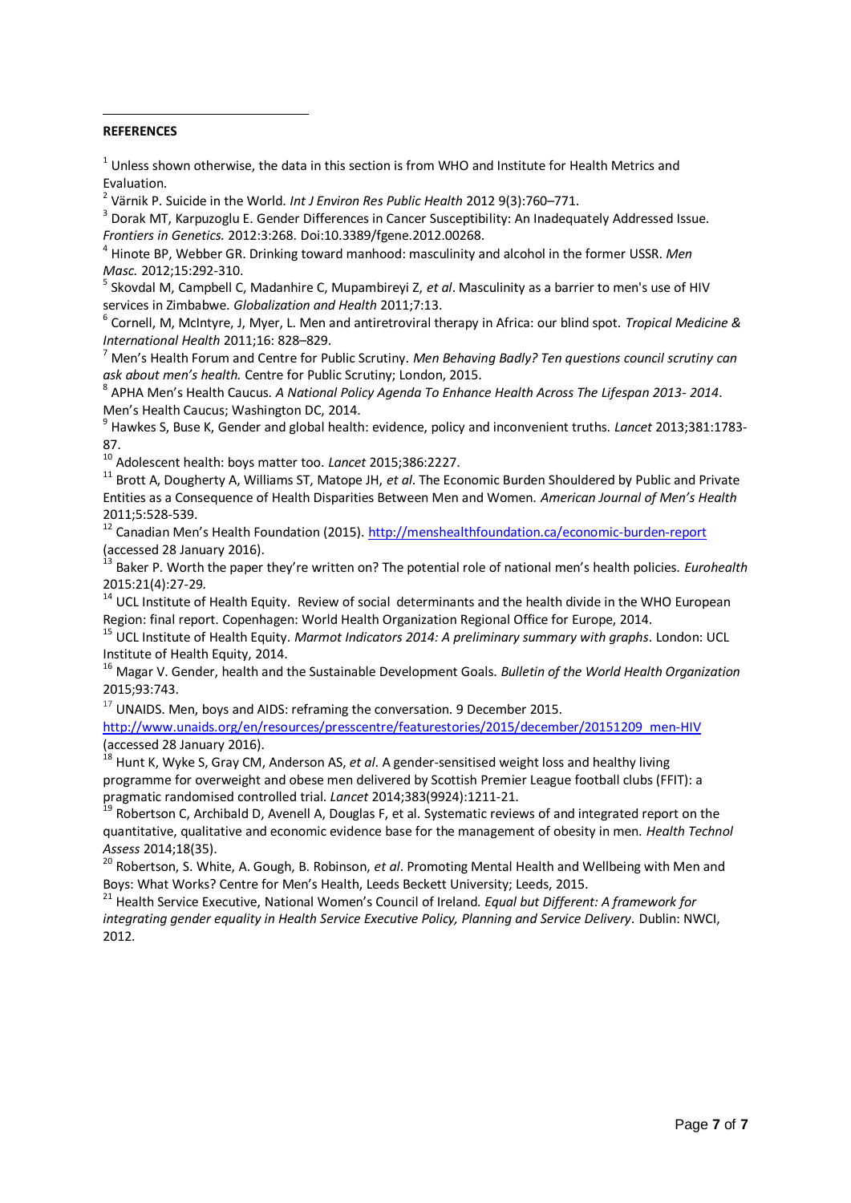**REFERENCES**

[1] Unless shown otherwise, the data in this section is from WHO and Institute for Health Metrics and Evaluation.

[2] Värnik P. Suicide in the World. *Int J Environ Res Public Health* 2012 9(3):760–771.

[3] Dorak MT, Karpuzoglu E. Gender Differences in Cancer Susceptibility: An Inadequately Addressed Issue. *Frontiers in Genetics.* 2012:3:268. Doi:10.3389/fgene.2012.00268.

[4] Hinote BP, Webber GR. Drinking toward manhood: masculinity and alcohol in the former USSR. *Men Masc.* 2012;15:292-310.

[5] Skovdal M, Campbell C, Madanhire C, Mupambireyi Z, *et al*. Masculinity as a barrier to men's use of HIV services in Zimbabwe. *Globalization and Health* 2011;7:13.

[6] Cornell, M, McIntyre, J, Myer, L. Men and antiretroviral therapy in Africa: our blind spot. *Tropical Medicine & International Health* 2011;16: 828–829.

[7] Men's Health Forum and Centre for Public Scrutiny. *Men Behaving Badly? Ten questions council scrutiny can ask about men's health.* Centre for Public Scrutiny; London, 2015.

[8] APHA Men's Health Caucus. *A National Policy Agenda To Enhance Health Across The Lifespan 2013- 2014*. Men's Health Caucus; Washington DC, 2014.

[9] Hawkes S, Buse K, Gender and global health: evidence, policy and inconvenient truths. *Lancet* 2013;381:1783-87.

[10] Adolescent health: boys matter too. *Lancet* 2015;386:2227.

[11] Brott A, Dougherty A, Williams ST, Matope JH, *et al*. The Economic Burden Shouldered by Public and Private Entities as a Consequence of Health Disparities Between Men and Women. *American Journal of Men's Health* 2011;5:528-539.

[12] Canadian Men's Health Foundation (2015). http://menshealthfoundation.ca/economic-burden-report (accessed 28 January 2016).

[13] Baker P. Worth the paper they're written on? The potential role of national men's health policies. *Eurohealth* 2015:21(4):27-29.

[14] UCL Institute of Health Equity. Review of social determinants and the health divide in the WHO European Region: final report. Copenhagen: World Health Organization Regional Office for Europe, 2014.

[15] UCL Institute of Health Equity. *Marmot Indicators 2014: A preliminary summary with graphs*. London: UCL Institute of Health Equity, 2014.

[16] Magar V. Gender, health and the Sustainable Development Goals. *Bulletin of the World Health Organization* 2015;93:743.

[17] UNAIDS. Men, boys and AIDS: reframing the conversation. 9 December 2015. http://www.unaids.org/en/resources/presscentre/featurestories/2015/december/20151209_men-HIV (accessed 28 January 2016).

[18] Hunt K, Wyke S, Gray CM, Anderson AS, *et al*. A gender-sensitised weight loss and healthy living programme for overweight and obese men delivered by Scottish Premier League football clubs (FFIT): a pragmatic randomised controlled trial. *Lancet* 2014;383(9924):1211-21.

[19] Robertson C, Archibald D, Avenell A, Douglas F, et al. Systematic reviews of and integrated report on the quantitative, qualitative and economic evidence base for the management of obesity in men. *Health Technol Assess* 2014;18(35).

[20] Robertson, S. White, A. Gough, B. Robinson, *et al*. Promoting Mental Health and Wellbeing with Men and Boys: What Works? Centre for Men's Health, Leeds Beckett University; Leeds, 2015.

[21] Health Service Executive, National Women's Council of Ireland. *Equal but Different: A framework for integrating gender equality in Health Service Executive Policy, Planning and Service Delivery*. Dublin: NWCI, 2012.